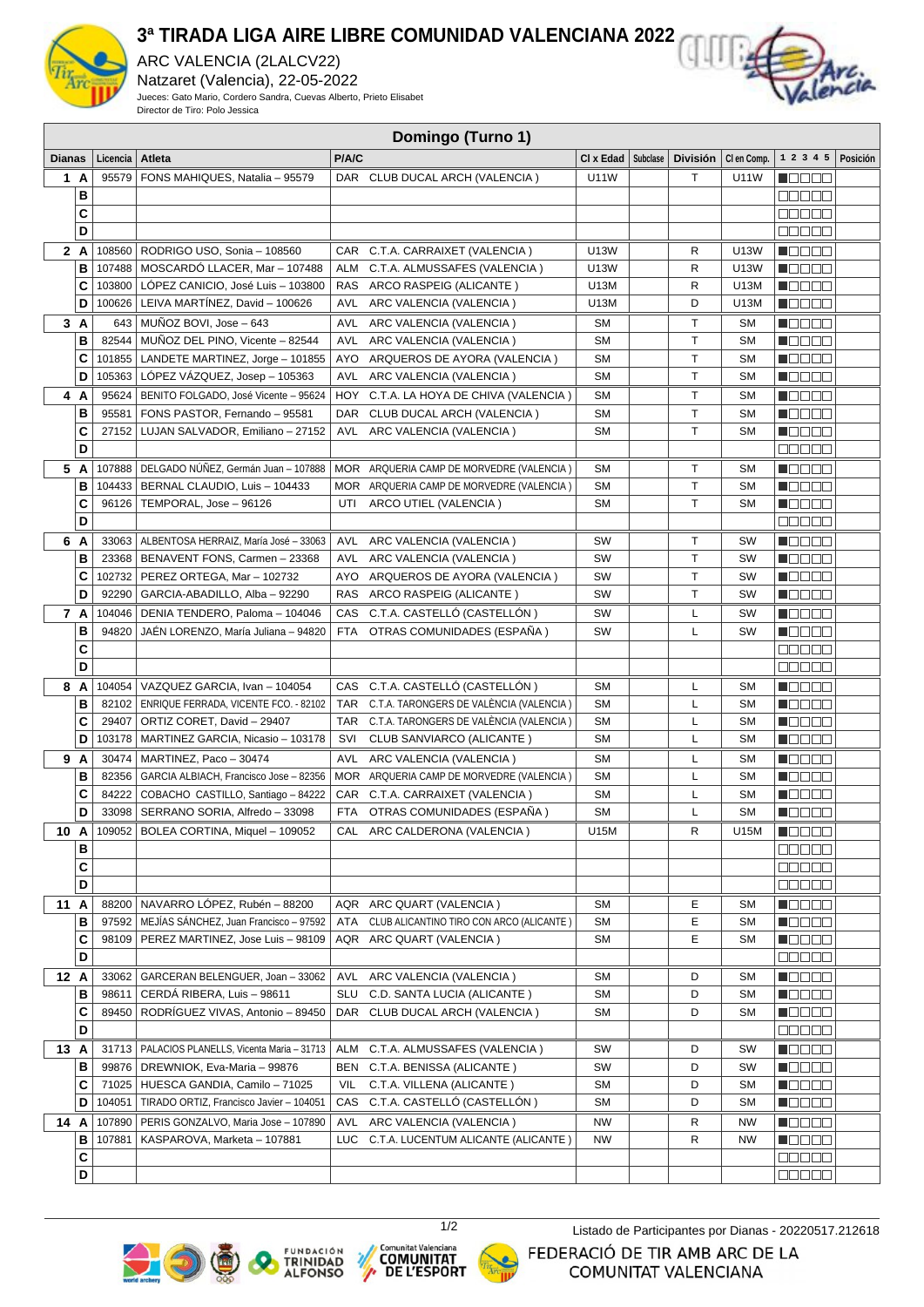# 3ª TIRADA LIGA AIRE LIBRE COMUNIDAD VALENCIANA 2022

ARC VALENCIA (2LALCV22)

Natzaret (Valencia), 22-05-2022

Jueces: Gato Mario, Cordero Sandra, Cuevas Alberto, Prieto Elisabet

Director de Tiro: Polo Jessica

## Domingo (Turno 1)

| Dianas | | Licencia | Atleta | P/A/C | | Cl x Edad | Subclase | División | Cl en Comp. | 1 2 3 4 5 | Posición |
|---|---|---|---|---|---|---|---|---|---|---|---|
| 1 | A | 95579 | FONS MAHIQUES, Natalia – 95579 | DAR | CLUB DUCAL ARCH (VALENCIA ) | U11W | | T | U11W | | |
| | B | | | | | | | | | | |
| | C | | | | | | | | | | |
| | D | | | | | | | | | | |
| 2 | A | 108560 | RODRIGO USO, Sonia – 108560 | CAR | C.T.A. CARRAIXET (VALENCIA ) | U13W | | R | U13W | | |
| | B | 107488 | MOSCARDÓ LLACER, Mar – 107488 | ALM | C.T.A. ALMUSSAFES (VALENCIA ) | U13W | | R | U13W | | |
| | C | 103800 | LÓPEZ CANICIO, José Luis – 103800 | RAS | ARCO RASPEIG (ALICANTE ) | U13M | | R | U13M | | |
| | D | 100626 | LEIVA MARTÍNEZ, David – 100626 | AVL | ARC VALENCIA (VALENCIA ) | U13M | | D | U13M | | |
| 3 | A | 643 | MUÑOZ BOVI, Jose – 643 | AVL | ARC VALENCIA (VALENCIA ) | SM | | T | SM | | |
| | B | 82544 | MUÑOZ DEL PINO, Vicente – 82544 | AVL | ARC VALENCIA (VALENCIA ) | SM | | T | SM | | |
| | C | 101855 | LANDETE MARTINEZ, Jorge – 101855 | AYO | ARQUEROS DE AYORA (VALENCIA ) | SM | | T | SM | | |
| | D | 105363 | LÓPEZ VÁZQUEZ, Josep – 105363 | AVL | ARC VALENCIA (VALENCIA ) | SM | | T | SM | | |
| 4 | A | 95624 | BENITO FOLGADO, José Vicente – 95624 | HOY | C.T.A. LA HOYA DE CHIVA (VALENCIA ) | SM | | T | SM | | |
| | B | 95581 | FONS PASTOR, Fernando – 95581 | DAR | CLUB DUCAL ARCH (VALENCIA ) | SM | | T | SM | | |
| | C | 27152 | LUJAN SALVADOR, Emiliano – 27152 | AVL | ARC VALENCIA (VALENCIA ) | SM | | T | SM | | |
| | D | | | | | | | | | | |
| 5 | A | 107888 | DELGADO NÚÑEZ, Germán Juan – 107888 | MOR | ARQUERIA CAMP DE MORVEDRE (VALENCIA ) | SM | | T | SM | | |
| | B | 104433 | BERNAL CLAUDIO, Luis – 104433 | MOR | ARQUERIA CAMP DE MORVEDRE (VALENCIA ) | SM | | T | SM | | |
| | C | 96126 | TEMPORAL, Jose – 96126 | UTI | ARCO UTIEL (VALENCIA ) | SM | | T | SM | | |
| | D | | | | | | | | | | |
| 6 | A | 33063 | ALBENTOSA HERRAIZ, María José – 33063 | AVL | ARC VALENCIA (VALENCIA ) | SW | | T | SW | | |
| | B | 23368 | BENAVENT FONS, Carmen – 23368 | AVL | ARC VALENCIA (VALENCIA ) | SW | | T | SW | | |
| | C | 102732 | PEREZ ORTEGA, Mar – 102732 | AYO | ARQUEROS DE AYORA (VALENCIA ) | SW | | T | SW | | |
| | D | 92290 | GARCIA-ABADILLO, Alba – 92290 | RAS | ARCO RASPEIG (ALICANTE ) | SW | | T | SW | | |
| 7 | A | 104046 | DENIA TENDERO, Paloma – 104046 | CAS | C.T.A. CASTELLÓ (CASTELLÓN ) | SW | | L | SW | | |
| | B | 94820 | JAÉN LORENZO, María Juliana – 94820 | FTA | OTRAS COMUNIDADES (ESPAÑA ) | SW | | L | SW | | |
| | C | | | | | | | | | | |
| | D | | | | | | | | | | |
| 8 | A | 104054 | VAZQUEZ GARCIA, Ivan – 104054 | CAS | C.T.A. CASTELLÓ (CASTELLÓN ) | SM | | L | SM | | |
| | B | 82102 | ENRIQUE FERRADA, VICENTE FCO. - 82102 | TAR | C.T.A. TARONGERS DE VALÈNCIA (VALENCIA ) | SM | | L | SM | | |
| | C | 29407 | ORTIZ CORET, David – 29407 | TAR | C.T.A. TARONGERS DE VALÈNCIA (VALENCIA ) | SM | | L | SM | | |
| | D | 103178 | MARTINEZ GARCIA, Nicasio – 103178 | SVI | CLUB SANVIARCO (ALICANTE ) | SM | | L | SM | | |
| 9 | A | 30474 | MARTINEZ, Paco – 30474 | AVL | ARC VALENCIA (VALENCIA ) | SM | | L | SM | | |
| | B | 82356 | GARCIA ALBIACH, Francisco Jose – 82356 | MOR | ARQUERIA CAMP DE MORVEDRE (VALENCIA ) | SM | | L | SM | | |
| | C | 84222 | COBACHO CASTILLO, Santiago – 84222 | CAR | C.T.A. CARRAIXET (VALENCIA ) | SM | | L | SM | | |
| | D | 33098 | SERRANO SORIA, Alfredo – 33098 | FTA | OTRAS COMUNIDADES (ESPAÑA ) | SM | | L | SM | | |
| 10 | A | 109052 | BOLEA CORTINA, Miquel – 109052 | CAL | ARC CALDERONA (VALENCIA ) | U15M | | R | U15M | | |
| | B | | | | | | | | | | |
| | C | | | | | | | | | | |
| | D | | | | | | | | | | |
| 11 | A | 88200 | NAVARRO LÓPEZ, Rubén – 88200 | AQR | ARC QUART (VALENCIA ) | SM | | E | SM | | |
| | B | 97592 | MEJÍAS SÁNCHEZ, Juan Francisco – 97592 | ATA | CLUB ALICANTINO TIRO CON ARCO (ALICANTE ) | SM | | E | SM | | |
| | C | 98109 | PEREZ MARTINEZ, Jose Luis – 98109 | AQR | ARC QUART (VALENCIA ) | SM | | E | SM | | |
| | D | | | | | | | | | | |
| 12 | A | 33062 | GARCERAN BELENGUER, Joan – 33062 | AVL | ARC VALENCIA (VALENCIA ) | SM | | D | SM | | |
| | B | 98611 | CERDÁ RIBERA, Luis – 98611 | SLU | C.D. SANTA LUCIA (ALICANTE ) | SM | | D | SM | | |
| | C | 89450 | RODRÍGUEZ VIVAS, Antonio – 89450 | DAR | CLUB DUCAL ARCH (VALENCIA ) | SM | | D | SM | | |
| | D | | | | | | | | | | |
| 13 | A | 31713 | PALACIOS PLANELLS, Vicenta Maria – 31713 | ALM | C.T.A. ALMUSSAFES (VALENCIA ) | SW | | D | SW | | |
| | B | 99876 | DREWNIOK, Eva-Maria – 99876 | BEN | C.T.A. BENISSA (ALICANTE ) | SW | | D | SW | | |
| | C | 71025 | HUESCA GANDIA, Camilo – 71025 | VIL | C.T.A. VILLENA (ALICANTE ) | SM | | D | SM | | |
| | D | 104051 | TIRADO ORTIZ, Francisco Javier – 104051 | CAS | C.T.A. CASTELLÓ (CASTELLÓN ) | SM | | D | SM | | |
| 14 | A | 107890 | PERIS GONZALVO, Maria Jose – 107890 | AVL | ARC VALENCIA (VALENCIA ) | NW | | R | NW | | |
| | B | 107881 | KASPAROVA, Marketa – 107881 | LUC | C.T.A. LUCENTUM ALICANTE (ALICANTE ) | NW | | R | NW | | |
| | C | | | | | | | | | | |
| | D | | | | | | | | | | |

Listado de Participantes por Dianas - 20220517.212618

FEDERACIÓ DE TIR AMB ARC DE LA COMUNITAT VALENCIANA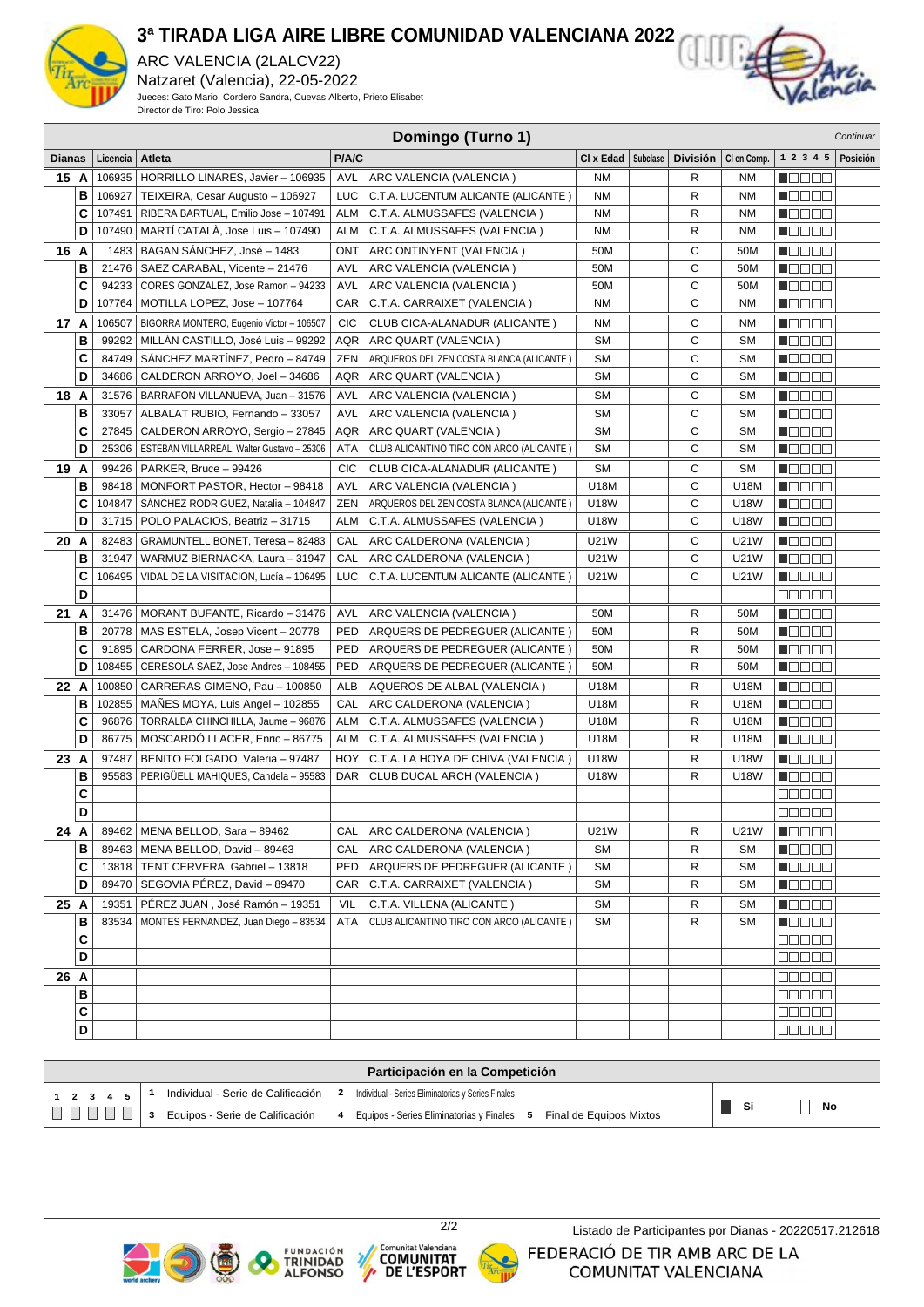# 3ª TIRADA LIGA AIRE LIBRE COMUNIDAD VALENCIANA 2022

ARC VALENCIA (2LALCV22)

Natzaret (Valencia), 22-05-2022

Jueces: Gato Mario, Cordero Sandra, Cuevas Alberto, Prieto Elisabet

Director de Tiro: Polo Jessica

## Domingo (Turno 1)

*Continuar*

| Dianas | | Licencia | Atleta | P/A/C | | Cl x Edad | Subclase | División | Cl en Comp. | 1 2 3 4 5 | Posición |
|---|---|---|---|---|---|---|---|---|---|---|---|
| 15 | A | 106935 | HORRILLO LINARES, Javier – 106935 | AVL | ARC VALENCIA (VALENCIA ) | NM | | R | NM | ■□□□□ | |
| | B | 106927 | TEIXEIRA, Cesar Augusto – 106927 | LUC | C.T.A. LUCENTUM ALICANTE (ALICANTE ) | NM | | R | NM | ■□□□□ | |
| | C | 107491 | RIBERA BARTUAL, Emilio Jose – 107491 | ALM | C.T.A. ALMUSSAFES (VALENCIA ) | NM | | R | NM | ■□□□□ | |
| | D | 107490 | MARTÍ CATALÀ, Jose Luis – 107490 | ALM | C.T.A. ALMUSSAFES (VALENCIA ) | NM | | R | NM | ■□□□□ | |
| 16 | A | 1483 | BAGAN SÁNCHEZ, José – 1483 | ONT | ARC ONTINYENT (VALENCIA ) | 50M | | C | 50M | ■□□□□ | |
| | B | 21476 | SAEZ CARABAL, Vicente – 21476 | AVL | ARC VALENCIA (VALENCIA ) | 50M | | C | 50M | ■□□□□ | |
| | C | 94233 | CORES GONZALEZ, Jose Ramon – 94233 | AVL | ARC VALENCIA (VALENCIA ) | 50M | | C | 50M | ■□□□□ | |
| | D | 107764 | MOTILLA LOPEZ, Jose – 107764 | CAR | C.T.A. CARRAIXET (VALENCIA ) | NM | | C | NM | ■□□□□ | |
| 17 | A | 106507 | BIGORRA MONTERO, Eugenio Victor – 106507 | CIC | CLUB CICA-ALANADUR (ALICANTE ) | NM | | C | NM | ■□□□□ | |
| | B | 99292 | MILLÁN CASTILLO, José Luis – 99292 | AQR | ARC QUART (VALENCIA ) | SM | | C | SM | ■□□□□ | |
| | C | 84749 | SÁNCHEZ MARTÍNEZ, Pedro – 84749 | ZEN | ARQUEROS DEL ZEN COSTA BLANCA (ALICANTE ) | SM | | C | SM | ■□□□□ | |
| | D | 34686 | CALDERON ARROYO, Joel – 34686 | AQR | ARC QUART (VALENCIA ) | SM | | C | SM | ■□□□□ | |
| 18 | A | 31576 | BARRAFON VILLANUEVA, Juan – 31576 | AVL | ARC VALENCIA (VALENCIA ) | SM | | C | SM | ■□□□□ | |
| | B | 33057 | ALBALAT RUBIO, Fernando – 33057 | AVL | ARC VALENCIA (VALENCIA ) | SM | | C | SM | ■□□□□ | |
| | C | 27845 | CALDERON ARROYO, Sergio – 27845 | AQR | ARC QUART (VALENCIA ) | SM | | C | SM | ■□□□□ | |
| | D | 25306 | ESTEBAN VILLARREAL, Walter Gustavo – 25306 | ATA | CLUB ALICANTINO TIRO CON ARCO (ALICANTE ) | SM | | C | SM | ■□□□□ | |
| 19 | A | 99426 | PARKER, Bruce – 99426 | CIC | CLUB CICA-ALANADUR (ALICANTE ) | SM | | C | SM | ■□□□□ | |
| | B | 98418 | MONFORT PASTOR, Hector – 98418 | AVL | ARC VALENCIA (VALENCIA ) | U18M | | C | U18M | ■□□□□ | |
| | C | 104847 | SÁNCHEZ RODRÍGUEZ, Natalia – 104847 | ZEN | ARQUEROS DEL ZEN COSTA BLANCA (ALICANTE ) | U18W | | C | U18W | ■□□□□ | |
| | D | 31715 | POLO PALACIOS, Beatriz – 31715 | ALM | C.T.A. ALMUSSAFES (VALENCIA ) | U18W | | C | U18W | ■□□□□ | |
| 20 | A | 82483 | GRAMUNTELL BONET, Teresa – 82483 | CAL | ARC CALDERONA (VALENCIA ) | U21W | | C | U21W | ■□□□□ | |
| | B | 31947 | WARMUZ BIERNACKA, Laura – 31947 | CAL | ARC CALDERONA (VALENCIA ) | U21W | | C | U21W | ■□□□□ | |
| | C | 106495 | VIDAL DE LA VISITACION, Lucía – 106495 | LUC | C.T.A. LUCENTUM ALICANTE (ALICANTE ) | U21W | | C | U21W | ■□□□□ | |
| | D | | | | | | | | | □□□□□ | |
| 21 | A | 31476 | MORANT BUFANTE, Ricardo – 31476 | AVL | ARC VALENCIA (VALENCIA ) | 50M | | R | 50M | ■□□□□ | |
| | B | 20778 | MAS ESTELA, Josep Vicent – 20778 | PED | ARQUERS DE PEDREGUER (ALICANTE ) | 50M | | R | 50M | ■□□□□ | |
| | C | 91895 | CARDONA FERRER, Jose – 91895 | PED | ARQUERS DE PEDREGUER (ALICANTE ) | 50M | | R | 50M | ■□□□□ | |
| | D | 108455 | CERESOLA SAEZ, Jose Andres – 108455 | PED | ARQUERS DE PEDREGUER (ALICANTE ) | 50M | | R | 50M | ■□□□□ | |
| 22 | A | 100850 | CARRERAS GIMENO, Pau – 100850 | ALB | AQUEROS DE ALBAL (VALENCIA ) | U18M | | R | U18M | ■□□□□ | |
| | B | 102855 | MAÑES MOYA, Luis Angel – 102855 | CAL | ARC CALDERONA (VALENCIA ) | U18M | | R | U18M | ■□□□□ | |
| | C | 96876 | TORRALBA CHINCHILLA, Jaume – 96876 | ALM | C.T.A. ALMUSSAFES (VALENCIA ) | U18M | | R | U18M | ■□□□□ | |
| | D | 86775 | MOSCARDÓ LLACER, Enric – 86775 | ALM | C.T.A. ALMUSSAFES (VALENCIA ) | U18M | | R | U18M | ■□□□□ | |
| 23 | A | 97487 | BENITO FOLGADO, Valeria – 97487 | HOY | C.T.A. LA HOYA DE CHIVA (VALENCIA ) | U18W | | R | U18W | ■□□□□ | |
| | B | 95583 | PERIGÜELL MAHIQUES, Candela – 95583 | DAR | CLUB DUCAL ARCH (VALENCIA ) | U18W | | R | U18W | ■□□□□ | |
| | C | | | | | | | | | □□□□□ | |
| | D | | | | | | | | | □□□□□ | |
| 24 | A | 89462 | MENA BELLOD, Sara – 89462 | CAL | ARC CALDERONA (VALENCIA ) | U21W | | R | U21W | ■□□□□ | |
| | B | 89463 | MENA BELLOD, David – 89463 | CAL | ARC CALDERONA (VALENCIA ) | SM | | R | SM | ■□□□□ | |
| | C | 13818 | TENT CERVERA, Gabriel – 13818 | PED | ARQUERS DE PEDREGUER (ALICANTE ) | SM | | R | SM | ■□□□□ | |
| | D | 89470 | SEGOVIA PÉREZ, David – 89470 | CAR | C.T.A. CARRAIXET (VALENCIA ) | SM | | R | SM | ■□□□□ | |
| 25 | A | 19351 | PÉREZ JUAN , José Ramón – 19351 | VIL | C.T.A. VILLENA (ALICANTE ) | SM | | R | SM | ■□□□□ | |
| | B | 83534 | MONTES FERNANDEZ, Juan Diego – 83534 | ATA | CLUB ALICANTINO TIRO CON ARCO (ALICANTE ) | SM | | R | SM | ■□□□□ | |
| | C | | | | | | | | | □□□□□ | |
| | D | | | | | | | | | □□□□□ | |
| 26 | A | | | | | | | | | □□□□□ | |
| | B | | | | | | | | | □□□□□ | |
| | C | | | | | | | | | □□□□□ | |
| | D | | | | | | | | | □□□□□ | |

### Participación en la Competición

1 2 3 4 5 □□□□□

1 Individual - Serie de Calificación
2 Individual - Series Eliminatorias y Series Finales
3 Equipos - Serie de Calificación
4 Equipos - Series Eliminatorias y Finales
5 Final de Equipos Mixtos

■ Si □ No

Listado de Participantes por Dianas - 20220517.212618

FEDERACIÓ DE TIR AMB ARC DE LA COMUNITAT VALENCIANA